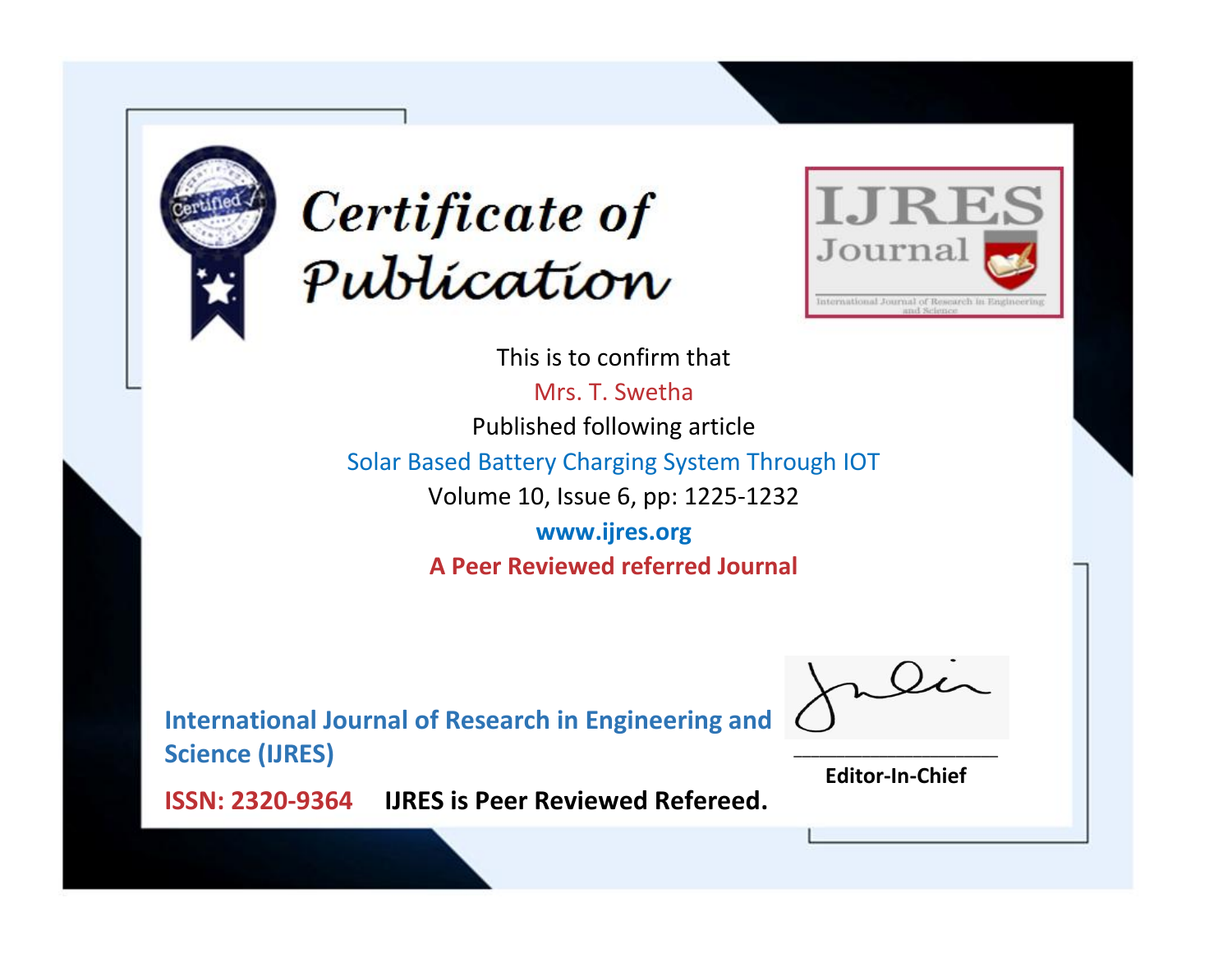# Certificate of Publication

**IJRES Journal**

International Journal of Research in Engineering and Science

This is to confirm that

Mrs. T. Swetha

Published following article

Solar Based Battery Charging System Through IOT

Volume 10, Issue 6, pp: 1225-1232

**www.ijres.org**

**A Peer Reviewed referred Journal**

**International Journal of Research in Engineering and Science (IJRES)**

**ISSN: 2320-9364** **IJRES is Peer Reviewed Refereed.**

**Editor-In-Chief**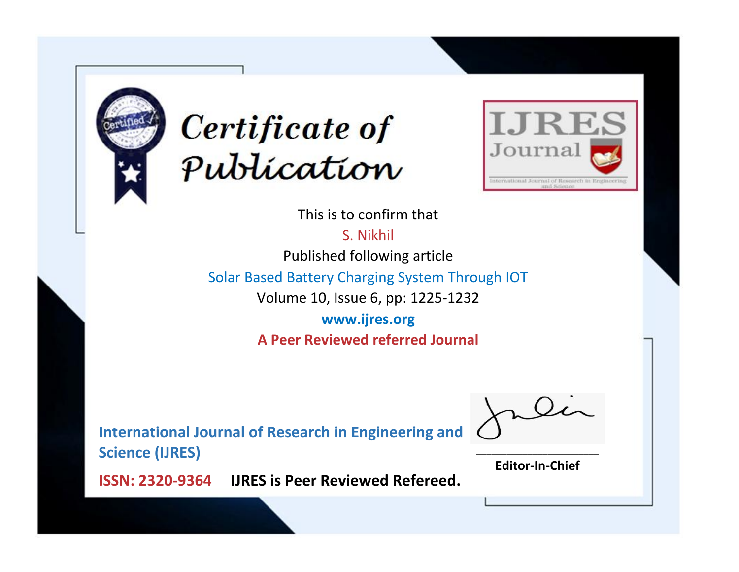# Certificate of Publication

IJRES Journal

International Journal of Research in Engineering and Science

This is to confirm that

S. Nikhil

Published following article

Solar Based Battery Charging System Through IOT

Volume 10, Issue 6, pp: 1225-1232

www.ijres.org

**A Peer Reviewed referred Journal**

**International Journal of Research in Engineering and Science (IJRES)**

**ISSN: 2320-9364** **IJRES is Peer Reviewed Refereed.**

**Editor-In-Chief**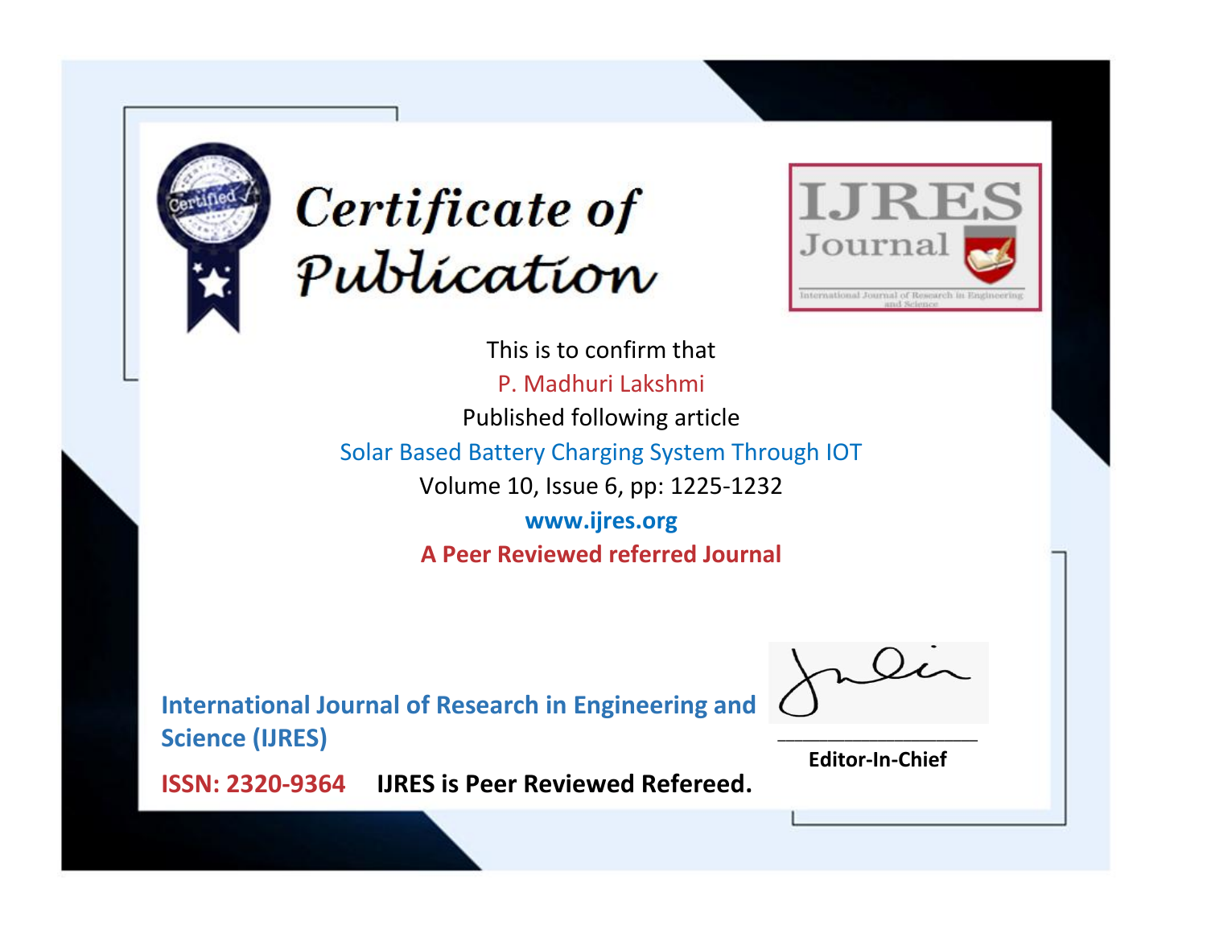# Certificate of Publication

**IJRES Journal**

International Journal of Research in Engineering and Science

This is to confirm that

P. Madhuri Lakshmi

Published following article

Solar Based Battery Charging System Through IOT

Volume 10, Issue 6, pp: 1225-1232

**www.ijres.org**

**A Peer Reviewed referred Journal**

**International Journal of Research in Engineering and Science (IJRES)**

**ISSN: 2320-9364** **IJRES is Peer Reviewed Refereed.**

**Editor-In-Chief**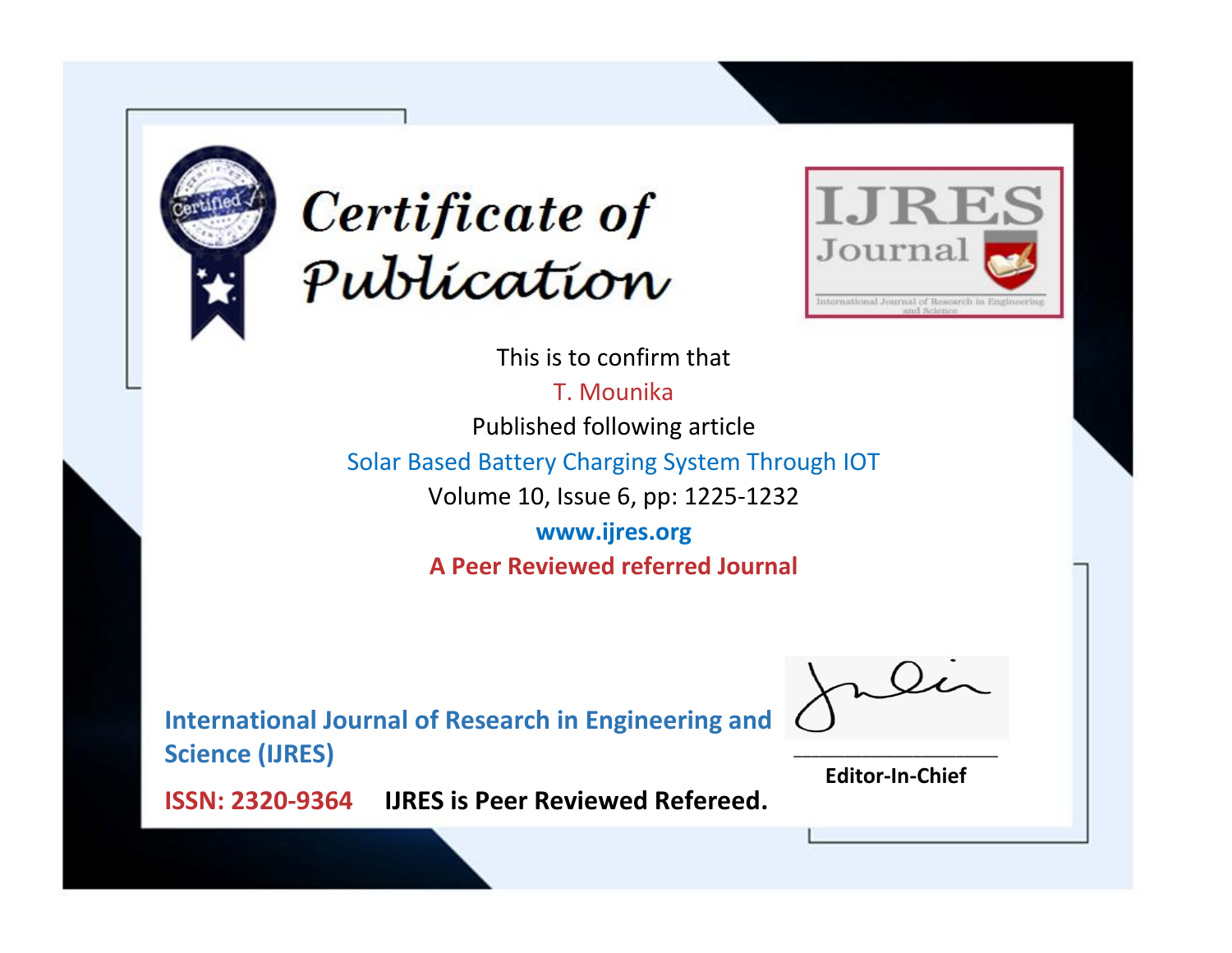# Certificate of Publication

**IJRES Journal**

International Journal of Research in Engineering and Science

This is to confirm that

T. Mounika

Published following article

Solar Based Battery Charging System Through IOT

Volume 10, Issue 6, pp: 1225-1232

**www.ijres.org**

**A Peer Reviewed referred Journal**

**International Journal of Research in Engineering and Science (IJRES)**

**ISSN: 2320-9364** **IJRES is Peer Reviewed Refereed.**

**Editor-In-Chief**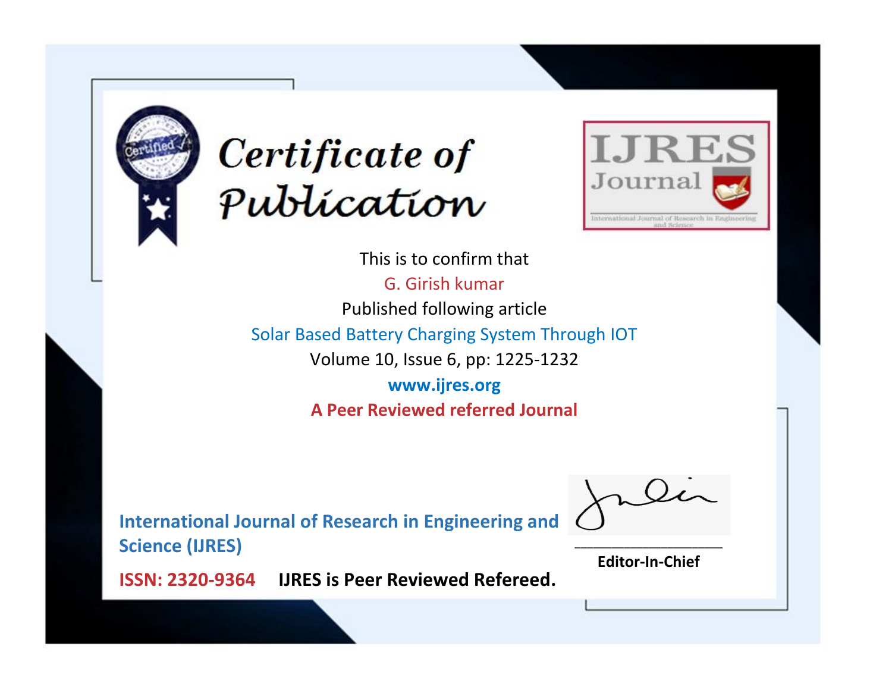# Certificate of Publication

IJRES Journal

International Journal of Research in Engineering and Science

This is to confirm that

G. Girish kumar

Published following article

Solar Based Battery Charging System Through IOT

Volume 10, Issue 6, pp: 1225-1232

**www.ijres.org**

**A Peer Reviewed referred Journal**

**International Journal of Research in Engineering and Science (IJRES)**

**ISSN: 2320-9364** **IJRES is Peer Reviewed Refereed.**

**Editor-In-Chief**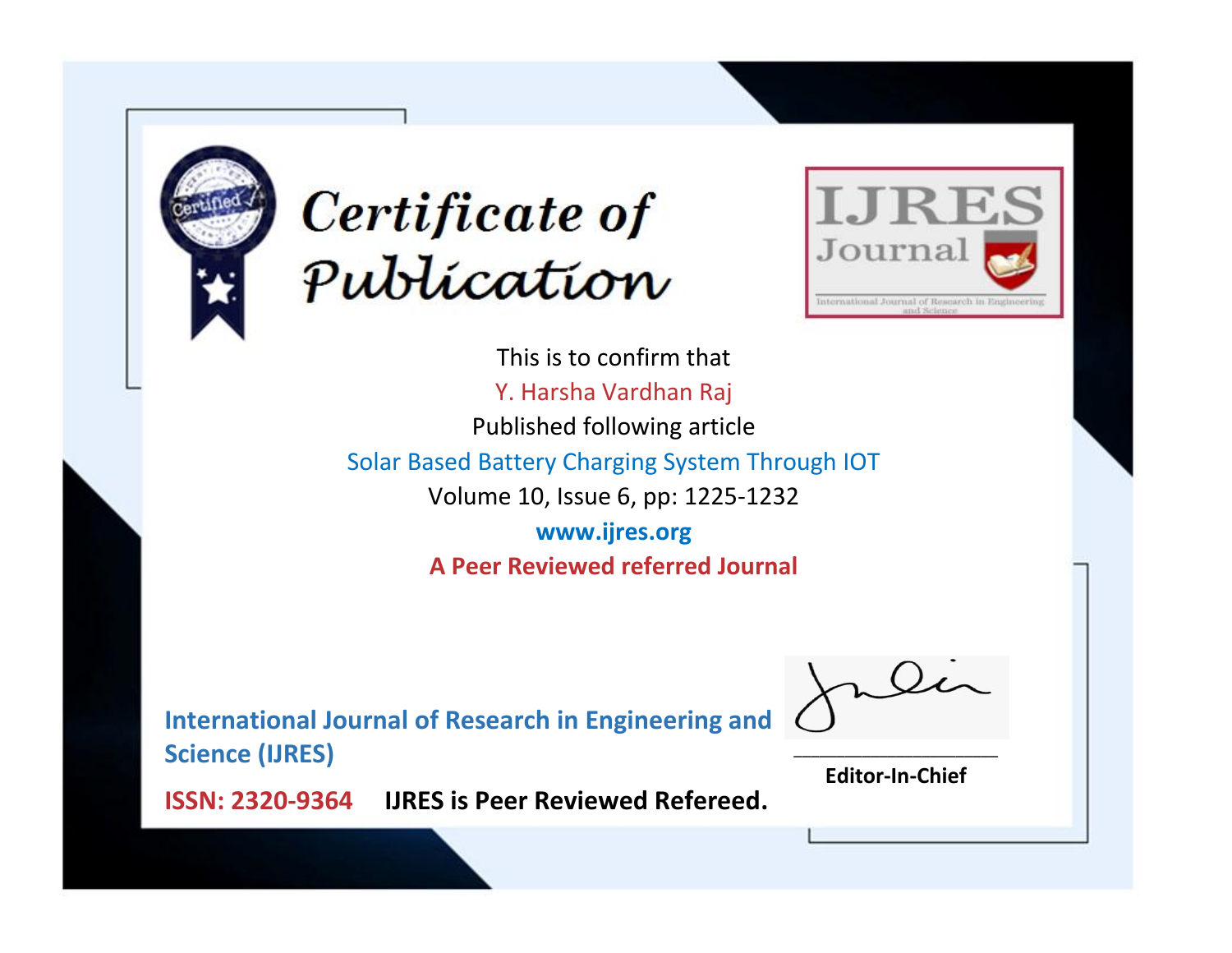# Certificate of Publication

IJRES Journal

International Journal of Research in Engineering and Science

This is to confirm that

Y. Harsha Vardhan Raj

Published following article

Solar Based Battery Charging System Through IOT

Volume 10, Issue 6, pp: 1225-1232

**www.ijres.org**

**A Peer Reviewed referred Journal**

**International Journal of Research in Engineering and Science (IJRES)**

**ISSN: 2320-9364** **IJRES is Peer Reviewed Refereed.**

**Editor-In-Chief**